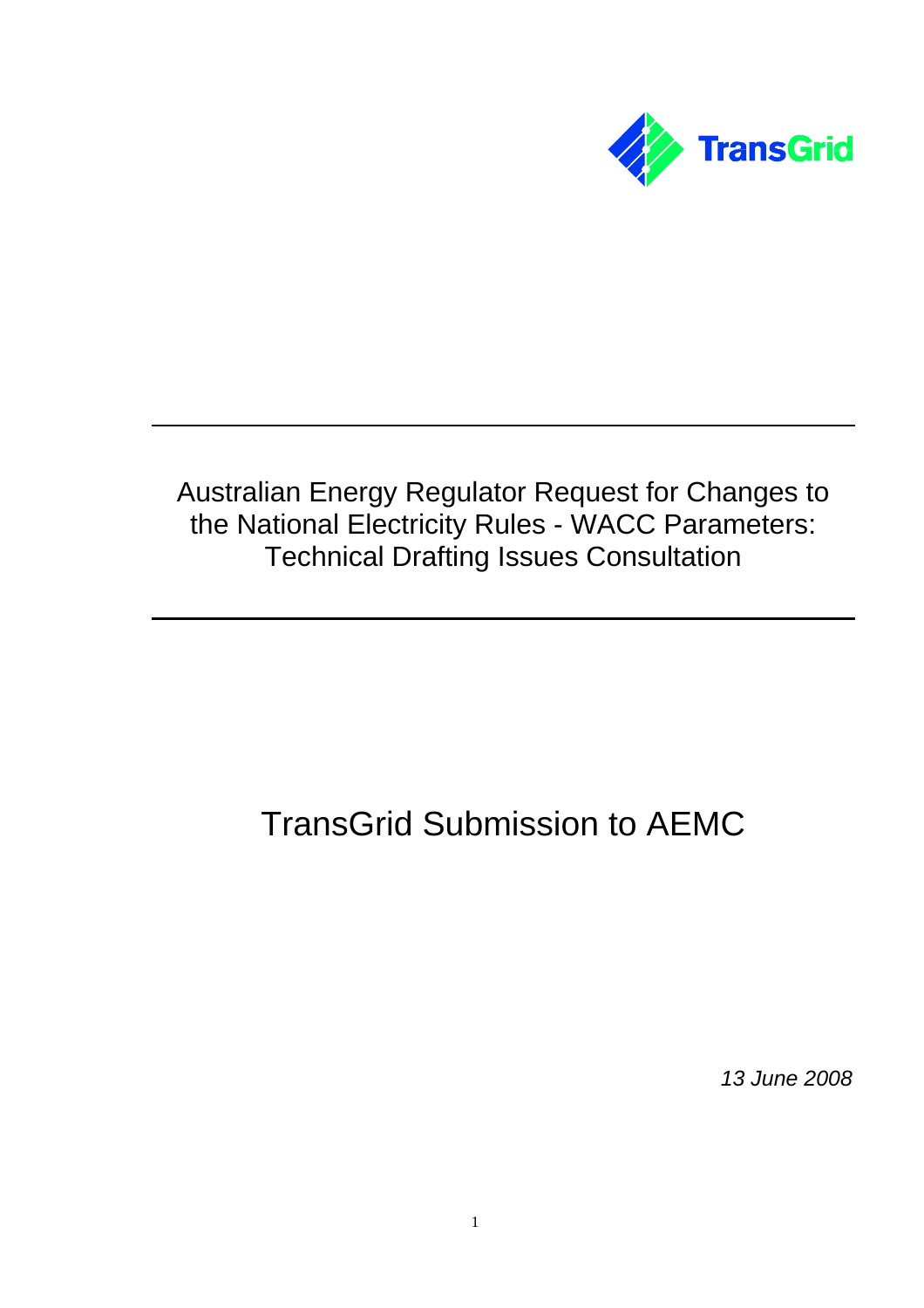TransGrid

# Australian Energy Regulator Request for Changes to the National Electricity Rules - WACC Parameters: Technical Drafting Issues Consultation

# TransGrid Submission to AEMC

*13 June 2008*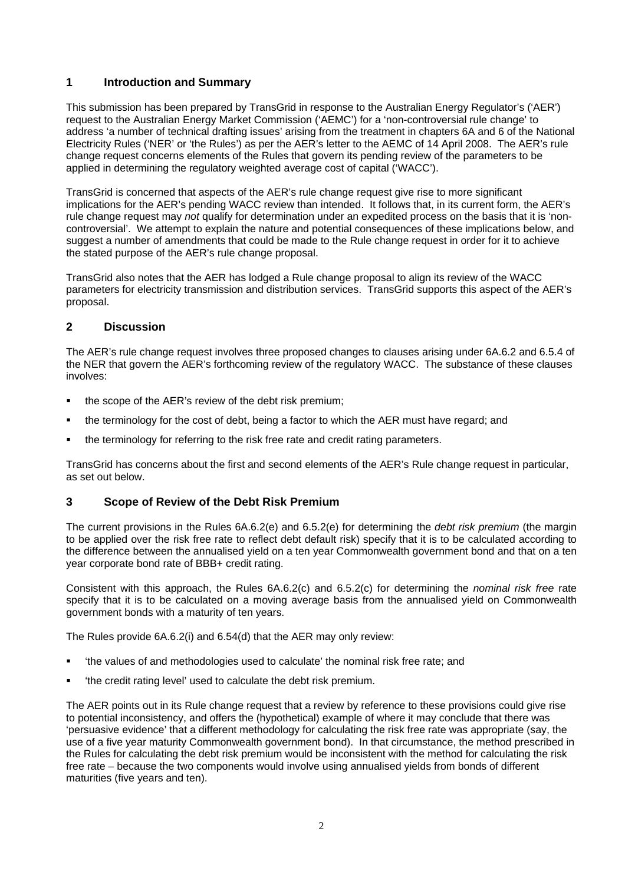## 1 Introduction and Summary

This submission has been prepared by TransGrid in response to the Australian Energy Regulator's ('AER') request to the Australian Energy Market Commission ('AEMC') for a 'non-controversial rule change' to address 'a number of technical drafting issues' arising from the treatment in chapters 6A and 6 of the National Electricity Rules ('NER' or 'the Rules') as per the AER's letter to the AEMC of 14 April 2008. The AER's rule change request concerns elements of the Rules that govern its pending review of the parameters to be applied in determining the regulatory weighted average cost of capital ('WACC').

TransGrid is concerned that aspects of the AER's rule change request give rise to more significant implications for the AER's pending WACC review than intended. It follows that, in its current form, the AER's rule change request may *not* qualify for determination under an expedited process on the basis that it is 'non-controversial'. We attempt to explain the nature and potential consequences of these implications below, and suggest a number of amendments that could be made to the Rule change request in order for it to achieve the stated purpose of the AER's rule change proposal.

TransGrid also notes that the AER has lodged a Rule change proposal to align its review of the WACC parameters for electricity transmission and distribution services. TransGrid supports this aspect of the AER's proposal.

## 2 Discussion

The AER's rule change request involves three proposed changes to clauses arising under 6A.6.2 and 6.5.4 of the NER that govern the AER's forthcoming review of the regulatory WACC. The substance of these clauses involves:

- the scope of the AER's review of the debt risk premium;
- the terminology for the cost of debt, being a factor to which the AER must have regard; and
- the terminology for referring to the risk free rate and credit rating parameters.

TransGrid has concerns about the first and second elements of the AER's Rule change request in particular, as set out below.

## 3 Scope of Review of the Debt Risk Premium

The current provisions in the Rules 6A.6.2(e) and 6.5.2(e) for determining the *debt risk premium* (the margin to be applied over the risk free rate to reflect debt default risk) specify that it is to be calculated according to the difference between the annualised yield on a ten year Commonwealth government bond and that on a ten year corporate bond rate of BBB+ credit rating.

Consistent with this approach, the Rules 6A.6.2(c) and 6.5.2(c) for determining the *nominal risk free* rate specify that it is to be calculated on a moving average basis from the annualised yield on Commonwealth government bonds with a maturity of ten years.

The Rules provide 6A.6.2(i) and 6.54(d) that the AER may only review:

- 'the values of and methodologies used to calculate' the nominal risk free rate; and
- 'the credit rating level' used to calculate the debt risk premium.

The AER points out in its Rule change request that a review by reference to these provisions could give rise to potential inconsistency, and offers the (hypothetical) example of where it may conclude that there was 'persuasive evidence' that a different methodology for calculating the risk free rate was appropriate (say, the use of a five year maturity Commonwealth government bond). In that circumstance, the method prescribed in the Rules for calculating the debt risk premium would be inconsistent with the method for calculating the risk free rate – because the two components would involve using annualised yields from bonds of different maturities (five years and ten).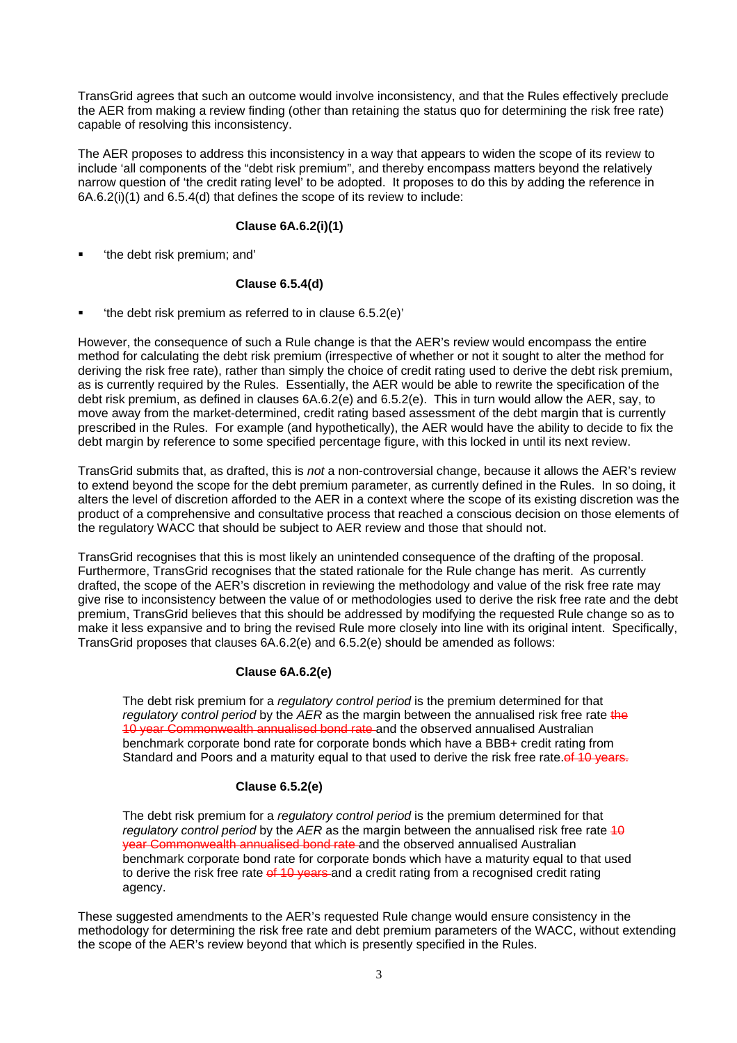TransGrid agrees that such an outcome would involve inconsistency, and that the Rules effectively preclude the AER from making a review finding (other than retaining the status quo for determining the risk free rate) capable of resolving this inconsistency.

The AER proposes to address this inconsistency in a way that appears to widen the scope of its review to include 'all components of the "debt risk premium", and thereby encompass matters beyond the relatively narrow question of 'the credit rating level' to be adopted. It proposes to do this by adding the reference in 6A.6.2(i)(1) and 6.5.4(d) that defines the scope of its review to include:

**Clause 6A.6.2(i)(1)**

- 'the debt risk premium; and'

**Clause 6.5.4(d)**

- 'the debt risk premium as referred to in clause 6.5.2(e)'

However, the consequence of such a Rule change is that the AER's review would encompass the entire method for calculating the debt risk premium (irrespective of whether or not it sought to alter the method for deriving the risk free rate), rather than simply the choice of credit rating used to derive the debt risk premium, as is currently required by the Rules. Essentially, the AER would be able to rewrite the specification of the debt risk premium, as defined in clauses 6A.6.2(e) and 6.5.2(e). This in turn would allow the AER, say, to move away from the market-determined, credit rating based assessment of the debt margin that is currently prescribed in the Rules. For example (and hypothetically), the AER would have the ability to decide to fix the debt margin by reference to some specified percentage figure, with this locked in until its next review.

TransGrid submits that, as drafted, this is *not* a non-controversial change, because it allows the AER's review to extend beyond the scope for the debt premium parameter, as currently defined in the Rules. In so doing, it alters the level of discretion afforded to the AER in a context where the scope of its existing discretion was the product of a comprehensive and consultative process that reached a conscious decision on those elements of the regulatory WACC that should be subject to AER review and those that should not.

TransGrid recognises that this is most likely an unintended consequence of the drafting of the proposal. Furthermore, TransGrid recognises that the stated rationale for the Rule change has merit. As currently drafted, the scope of the AER's discretion in reviewing the methodology and value of the risk free rate may give rise to inconsistency between the value of or methodologies used to derive the risk free rate and the debt premium, TransGrid believes that this should be addressed by modifying the requested Rule change so as to make it less expansive and to bring the revised Rule more closely into line with its original intent. Specifically, TransGrid proposes that clauses 6A.6.2(e) and 6.5.2(e) should be amended as follows:

**Clause 6A.6.2(e)**

> The debt risk premium for a *regulatory control period* is the premium determined for that *regulatory control period* by the *AER* as the margin between the annualised risk free rate ~~the 10 year Commonwealth annualised bond rate~~ and the observed annualised Australian benchmark corporate bond rate for corporate bonds which have a BBB+ credit rating from Standard and Poors and a maturity equal to that used to derive the risk free rate.~~of 10 years.~~

**Clause 6.5.2(e)**

> The debt risk premium for a *regulatory control period* is the premium determined for that *regulatory control period* by the *AER* as the margin between the annualised risk free rate ~~10 year Commonwealth annualised bond rate~~ and the observed annualised Australian benchmark corporate bond rate for corporate bonds which have a maturity equal to that used to derive the risk free rate ~~of 10 years~~ and a credit rating from a recognised credit rating agency.

These suggested amendments to the AER's requested Rule change would ensure consistency in the methodology for determining the risk free rate and debt premium parameters of the WACC, without extending the scope of the AER's review beyond that which is presently specified in the Rules.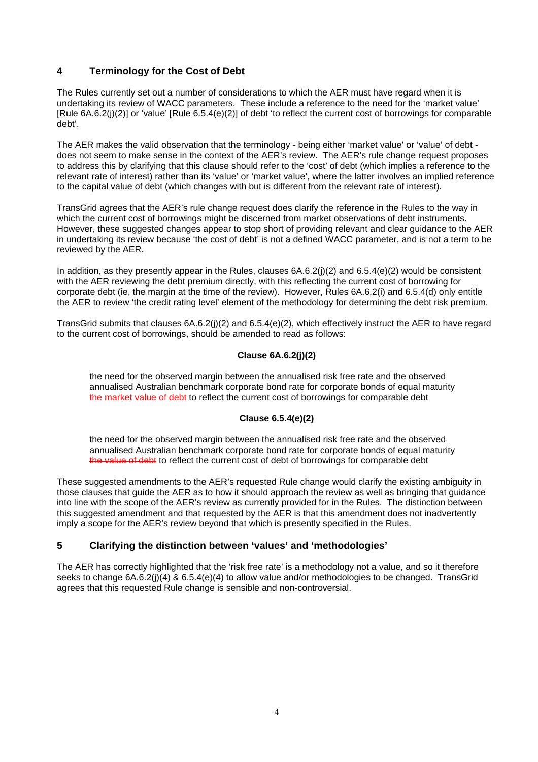## 4 Terminology for the Cost of Debt

The Rules currently set out a number of considerations to which the AER must have regard when it is undertaking its review of WACC parameters. These include a reference to the need for the 'market value' [Rule 6A.6.2(j)(2)] or 'value' [Rule 6.5.4(e)(2)] of debt 'to reflect the current cost of borrowings for comparable debt'.

The AER makes the valid observation that the terminology - being either 'market value' or 'value' of debt - does not seem to make sense in the context of the AER's review. The AER's rule change request proposes to address this by clarifying that this clause should refer to the 'cost' of debt (which implies a reference to the relevant rate of interest) rather than its 'value' or 'market value', where the latter involves an implied reference to the capital value of debt (which changes with but is different from the relevant rate of interest).

TransGrid agrees that the AER's rule change request does clarify the reference in the Rules to the way in which the current cost of borrowings might be discerned from market observations of debt instruments. However, these suggested changes appear to stop short of providing relevant and clear guidance to the AER in undertaking its review because 'the cost of debt' is not a defined WACC parameter, and is not a term to be reviewed by the AER.

In addition, as they presently appear in the Rules, clauses 6A.6.2(j)(2) and 6.5.4(e)(2) would be consistent with the AER reviewing the debt premium directly, with this reflecting the current cost of borrowing for corporate debt (ie, the margin at the time of the review). However, Rules 6A.6.2(i) and 6.5.4(d) only entitle the AER to review 'the credit rating level' element of the methodology for determining the debt risk premium.

TransGrid submits that clauses 6A.6.2(j)(2) and 6.5.4(e)(2), which effectively instruct the AER to have regard to the current cost of borrowings, should be amended to read as follows:

**Clause 6A.6.2(j)(2)**

> the need for the observed margin between the annualised risk free rate and the observed annualised Australian benchmark corporate bond rate for corporate bonds of equal maturity ~~the market value of debt~~ to reflect the current cost of borrowings for comparable debt

**Clause 6.5.4(e)(2)**

> the need for the observed margin between the annualised risk free rate and the observed annualised Australian benchmark corporate bond rate for corporate bonds of equal maturity ~~the value of debt~~ to reflect the current cost of debt of borrowings for comparable debt

These suggested amendments to the AER's requested Rule change would clarify the existing ambiguity in those clauses that guide the AER as to how it should approach the review as well as bringing that guidance into line with the scope of the AER's review as currently provided for in the Rules. The distinction between this suggested amendment and that requested by the AER is that this amendment does not inadvertently imply a scope for the AER's review beyond that which is presently specified in the Rules.

## 5 Clarifying the distinction between 'values' and 'methodologies'

The AER has correctly highlighted that the 'risk free rate' is a methodology not a value, and so it therefore seeks to change 6A.6.2(j)(4) & 6.5.4(e)(4) to allow value and/or methodologies to be changed. TransGrid agrees that this requested Rule change is sensible and non-controversial.